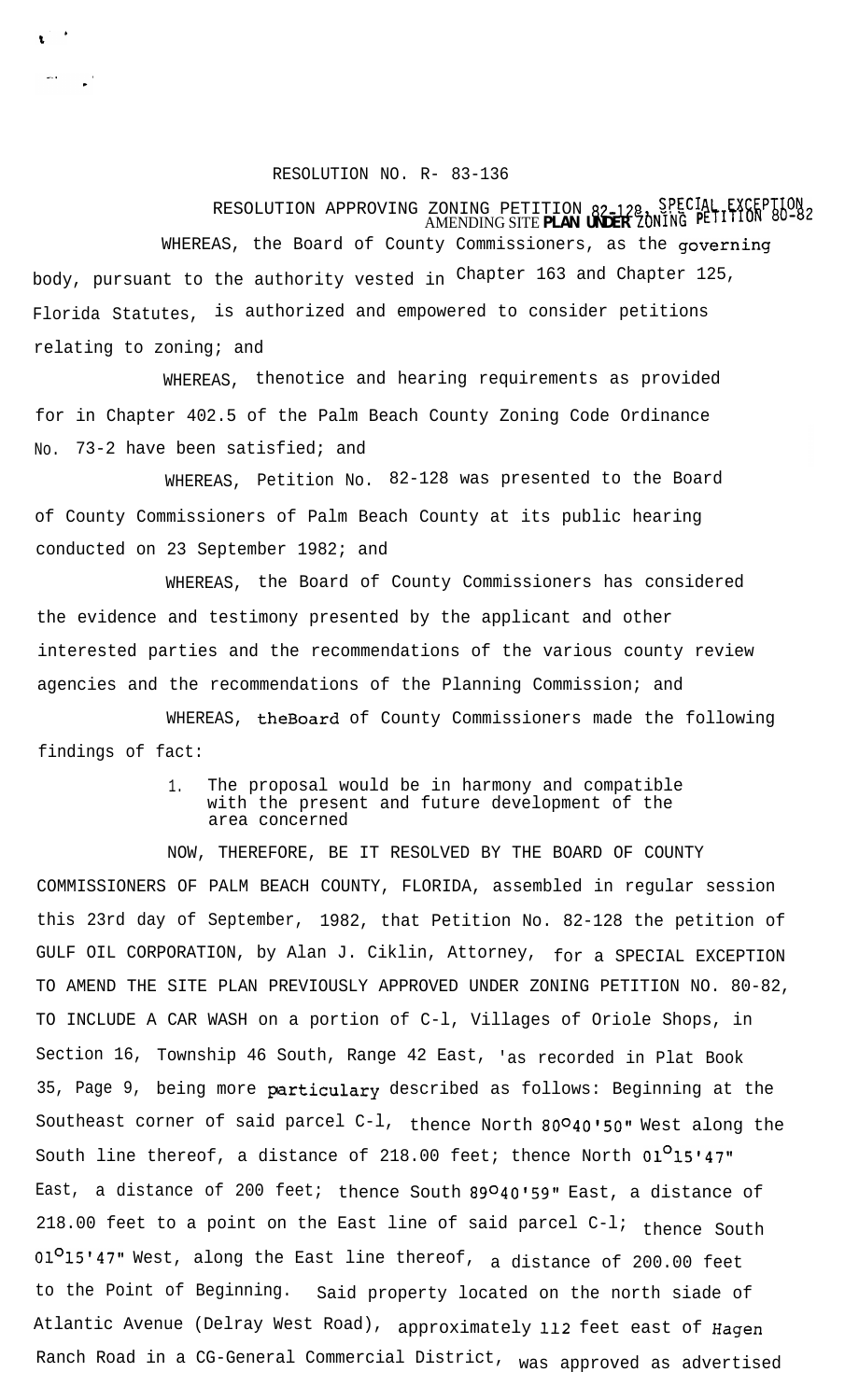RESOLUTION NO. R- 83-136

RESOLUTION APPROVING ZONING PETITION 82-128, SPECIAL EXCEPTION AMENDING SITE PLAN UNDER ZONING PETITION 80-82

WHEREAS, the Board of County Commissioners, as the governing body, pursuant to the authority vested in Chapter 163 and Chapter 125, Florida Statutes, is authorized and empowered to consider petitions relating to zoning; and

WHEREAS, thenotice and hearing requirements as provided for in Chapter 402.5 of the Palm Beach County Zoning Code Ordinance No. 73-2 have been satisfied; and

WHEREAS, Petition No. 82-128 was presented to the Board of County Commissioners of Palm Beach County at its public hearing conducted on 23 September 1982; and

WHEREAS, the Board of County Commissioners has considered the evidence and testimony presented by the applicant and other interested parties and the recommendations of the various county review agencies and the recommendations of the Planning Commission; and

WHEREAS, theBoard of County Commissioners made the following findings of fact:

1. The proposal would be in harmony and compatible with the present and future development of the area concerned

NOW, THEREFORE, BE IT RESOLVED BY THE BOARD OF COUNTY COMMISSIONERS OF PALM BEACH COUNTY, FLORIDA, assembled in regular session this 23rd day of September, 1982, that Petition No. 82-128 the petition of GULF OIL CORPORATION, by Alan J. Ciklin, Attorney, for a SPECIAL EXCEPTION TO AMEND THE SITE PLAN PREVIOUSLY APPROVED UNDER ZONING PETITION NO. 80-82, TO INCLUDE A CAR WASH on a portion of C-l, Villages of Oriole Shops, in Section 16, Township 46 South, Range 42 East, 'as recorded in Plat Book 35, Page 9, being more particulary described as follows: Beginning at the Southeast corner of said parcel C-l, thence North 80°40'50" West along the South line thereof, a distance of 218.00 feet; thence North 01°15'47" East, a distance of 200 feet; thence South 89°40'59" East, a distance of 218.00 feet to a point on the East line of said parcel C-l; thence South 01°15'47" West, along the East line thereof, a distance of 200.00 feet to the Point of Beginning. Said property located on the north siade of Atlantic Avenue (Delray West Road), approximately 112 feet east of Hagen Ranch Road in a CG-General Commercial District, was approved as advertised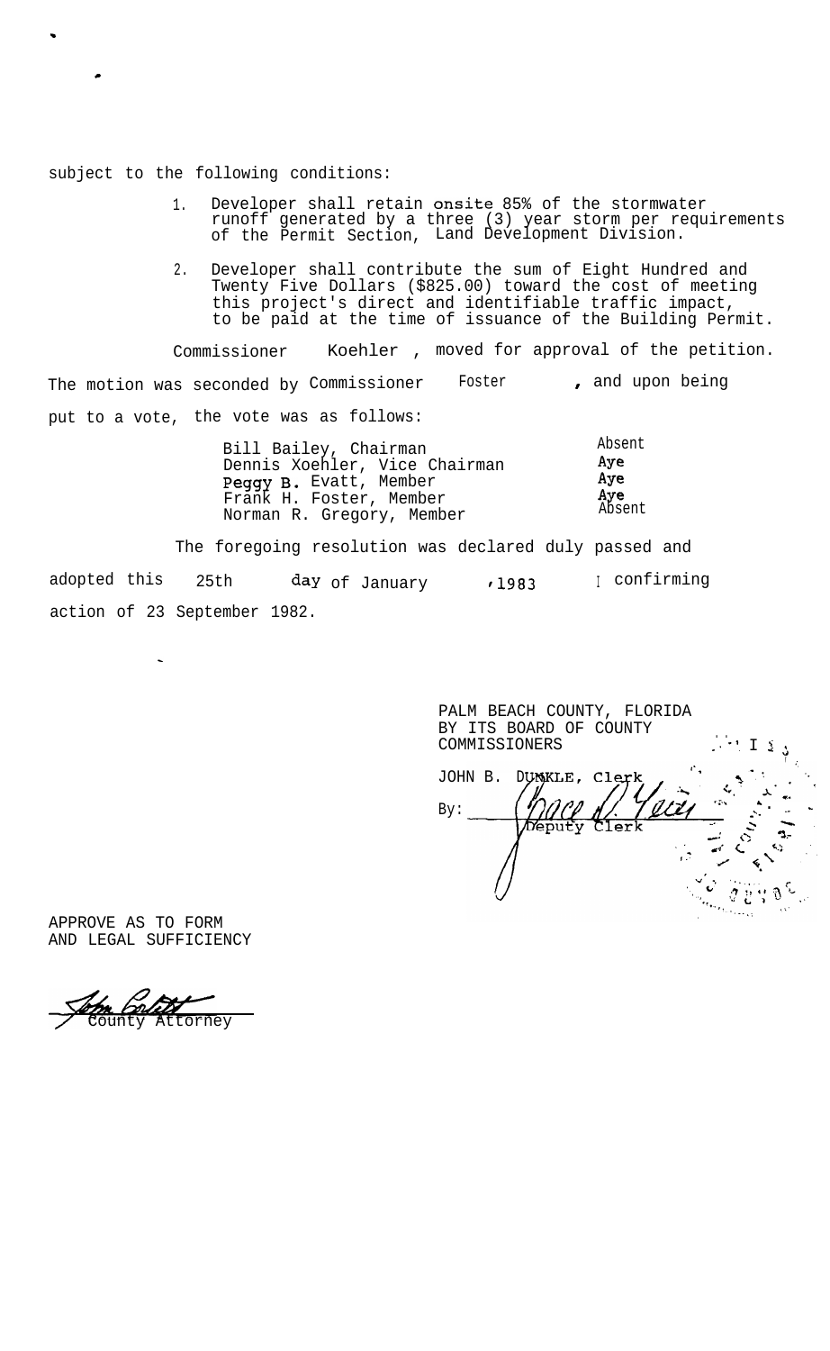subject to the following conditions:

1. Developer shall retain onsite 85% of the stormwater runoff generated by a three (3) year storm per requirements of the Permit Section, Land Development Division.

2. Developer shall contribute the sum of Eight Hundred and Twenty Five Dollars ($825.00) toward the cost of meeting this project's direct and identifiable traffic impact, to be paid at the time of issuance of the Building Permit.

Commissioner Koehler, moved for approval of the petition. The motion was seconded by Commissioner Foster, and upon being put to a vote, the vote was as follows:

| | |
|---|---|
| Bill Bailey, Chairman | Absent |
| Dennis Xoehler, Vice Chairman | Aye |
| Peggy B. Evatt, Member | Aye |
| Frank H. Foster, Member | Aye |
| Norman R. Gregory, Member | Absent |

The foregoing resolution was declared duly passed and adopted this 25th day of January, 1983, confirming action of 23 September 1982.

PALM BEACH COUNTY, FLORIDA
BY ITS BOARD OF COUNTY
COMMISSIONERS

JOHN B. DUNKLE, Clerk

By: ________________
Deputy Clerk

APPROVE AS TO FORM
AND LEGAL SUFFICIENCY

________________
County Attorney